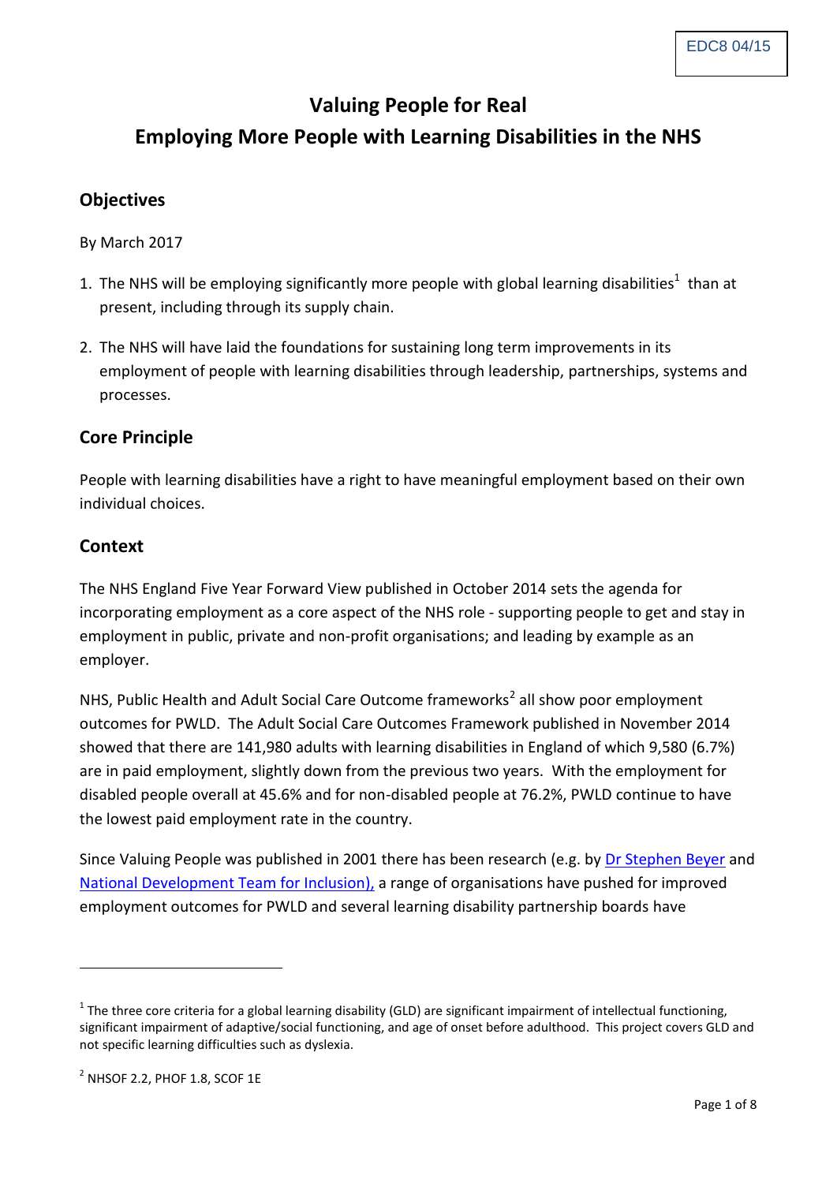EDC8 04/15

# Valuing People for Real

# Employing More People with Learning Disabilities in the NHS

## Objectives

By March 2017

1. The NHS will be employing significantly more people with global learning disabilities[1] than at present, including through its supply chain.
2. The NHS will have laid the foundations for sustaining long term improvements in its employment of people with learning disabilities through leadership, partnerships, systems and processes.

## Core Principle

People with learning disabilities have a right to have meaningful employment based on their own individual choices.

## Context

The NHS England Five Year Forward View published in October 2014 sets the agenda for incorporating employment as a core aspect of the NHS role - supporting people to get and stay in employment in public, private and non-profit organisations; and leading by example as an employer.

NHS, Public Health and Adult Social Care Outcome frameworks[2] all show poor employment outcomes for PWLD. The Adult Social Care Outcomes Framework published in November 2014 showed that there are 141,980 adults with learning disabilities in England of which 9,580 (6.7%) are in paid employment, slightly down from the previous two years. With the employment for disabled people overall at 45.6% and for non-disabled people at 76.2%, PWLD continue to have the lowest paid employment rate in the country.

Since Valuing People was published in 2001 there has been research (e.g. by Dr Stephen Beyer and National Development Team for Inclusion), a range of organisations have pushed for improved employment outcomes for PWLD and several learning disability partnership boards have

---

[1] The three core criteria for a global learning disability (GLD) are significant impairment of intellectual functioning, significant impairment of adaptive/social functioning, and age of onset before adulthood. This project covers GLD and not specific learning difficulties such as dyslexia.

[2] NHSOF 2.2, PHOF 1.8, SCOF 1E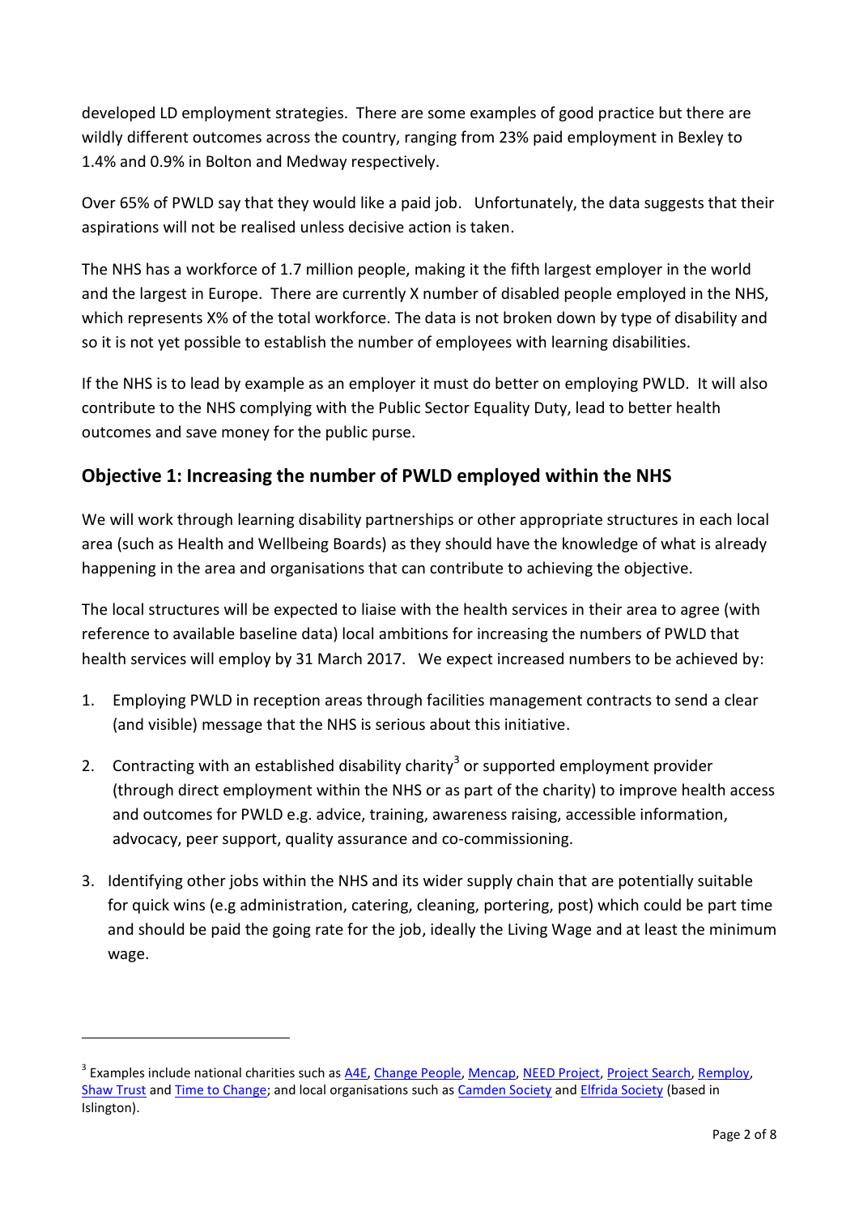developed LD employment strategies. There are some examples of good practice but there are wildly different outcomes across the country, ranging from 23% paid employment in Bexley to 1.4% and 0.9% in Bolton and Medway respectively.

Over 65% of PWLD say that they would like a paid job. Unfortunately, the data suggests that their aspirations will not be realised unless decisive action is taken.

The NHS has a workforce of 1.7 million people, making it the fifth largest employer in the world and the largest in Europe. There are currently X number of disabled people employed in the NHS, which represents X% of the total workforce. The data is not broken down by type of disability and so it is not yet possible to establish the number of employees with learning disabilities.

If the NHS is to lead by example as an employer it must do better on employing PWLD. It will also contribute to the NHS complying with the Public Sector Equality Duty, lead to better health outcomes and save money for the public purse.

## Objective 1: Increasing the number of PWLD employed within the NHS

We will work through learning disability partnerships or other appropriate structures in each local area (such as Health and Wellbeing Boards) as they should have the knowledge of what is already happening in the area and organisations that can contribute to achieving the objective.

The local structures will be expected to liaise with the health services in their area to agree (with reference to available baseline data) local ambitions for increasing the numbers of PWLD that health services will employ by 31 March 2017. We expect increased numbers to be achieved by:

1. Employing PWLD in reception areas through facilities management contracts to send a clear (and visible) message that the NHS is serious about this initiative.
2. Contracting with an established disability charity[3] or supported employment provider (through direct employment within the NHS or as part of the charity) to improve health access and outcomes for PWLD e.g. advice, training, awareness raising, accessible information, advocacy, peer support, quality assurance and co-commissioning.
3. Identifying other jobs within the NHS and its wider supply chain that are potentially suitable for quick wins (e.g administration, catering, cleaning, portering, post) which could be part time and should be paid the going rate for the job, ideally the Living Wage and at least the minimum wage.

---

[3] Examples include national charities such as A4E, Change People, Mencap, NEED Project, Project Search, Remploy, Shaw Trust and Time to Change; and local organisations such as Camden Society and Elfrida Society (based in Islington).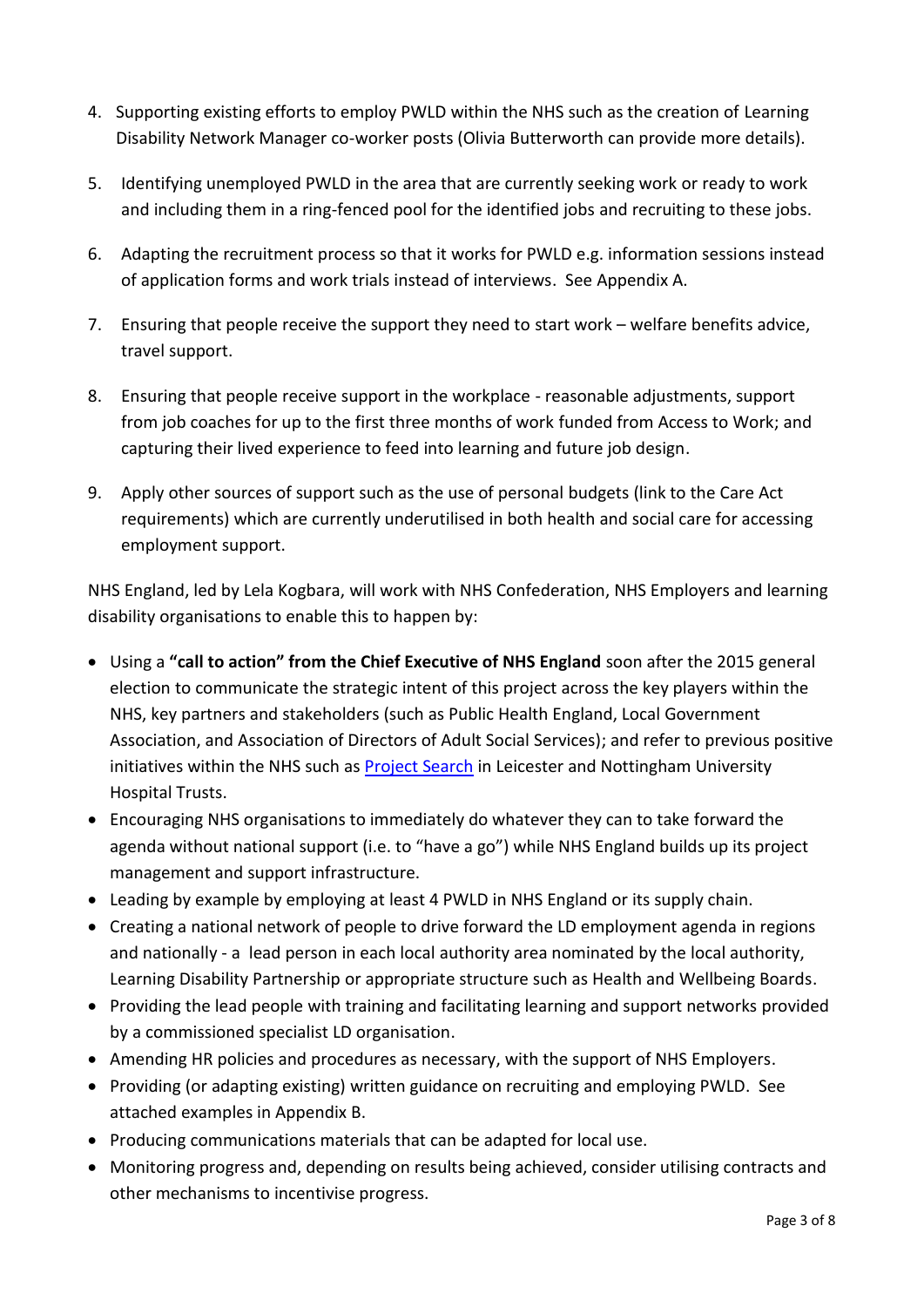4. Supporting existing efforts to employ PWLD within the NHS such as the creation of Learning Disability Network Manager co-worker posts (Olivia Butterworth can provide more details).

5. Identifying unemployed PWLD in the area that are currently seeking work or ready to work and including them in a ring-fenced pool for the identified jobs and recruiting to these jobs.

6. Adapting the recruitment process so that it works for PWLD e.g. information sessions instead of application forms and work trials instead of interviews. See Appendix A.

7. Ensuring that people receive the support they need to start work – welfare benefits advice, travel support.

8. Ensuring that people receive support in the workplace - reasonable adjustments, support from job coaches for up to the first three months of work funded from Access to Work; and capturing their lived experience to feed into learning and future job design.

9. Apply other sources of support such as the use of personal budgets (link to the Care Act requirements) which are currently underutilised in both health and social care for accessing employment support.

NHS England, led by Lela Kogbara, will work with NHS Confederation, NHS Employers and learning disability organisations to enable this to happen by:

- Using a **"call to action" from the Chief Executive of NHS England** soon after the 2015 general election to communicate the strategic intent of this project across the key players within the NHS, key partners and stakeholders (such as Public Health England, Local Government Association, and Association of Directors of Adult Social Services); and refer to previous positive initiatives within the NHS such as Project Search in Leicester and Nottingham University Hospital Trusts.
- Encouraging NHS organisations to immediately do whatever they can to take forward the agenda without national support (i.e. to "have a go") while NHS England builds up its project management and support infrastructure.
- Leading by example by employing at least 4 PWLD in NHS England or its supply chain.
- Creating a national network of people to drive forward the LD employment agenda in regions and nationally - a lead person in each local authority area nominated by the local authority, Learning Disability Partnership or appropriate structure such as Health and Wellbeing Boards.
- Providing the lead people with training and facilitating learning and support networks provided by a commissioned specialist LD organisation.
- Amending HR policies and procedures as necessary, with the support of NHS Employers.
- Providing (or adapting existing) written guidance on recruiting and employing PWLD. See attached examples in Appendix B.
- Producing communications materials that can be adapted for local use.
- Monitoring progress and, depending on results being achieved, consider utilising contracts and other mechanisms to incentivise progress.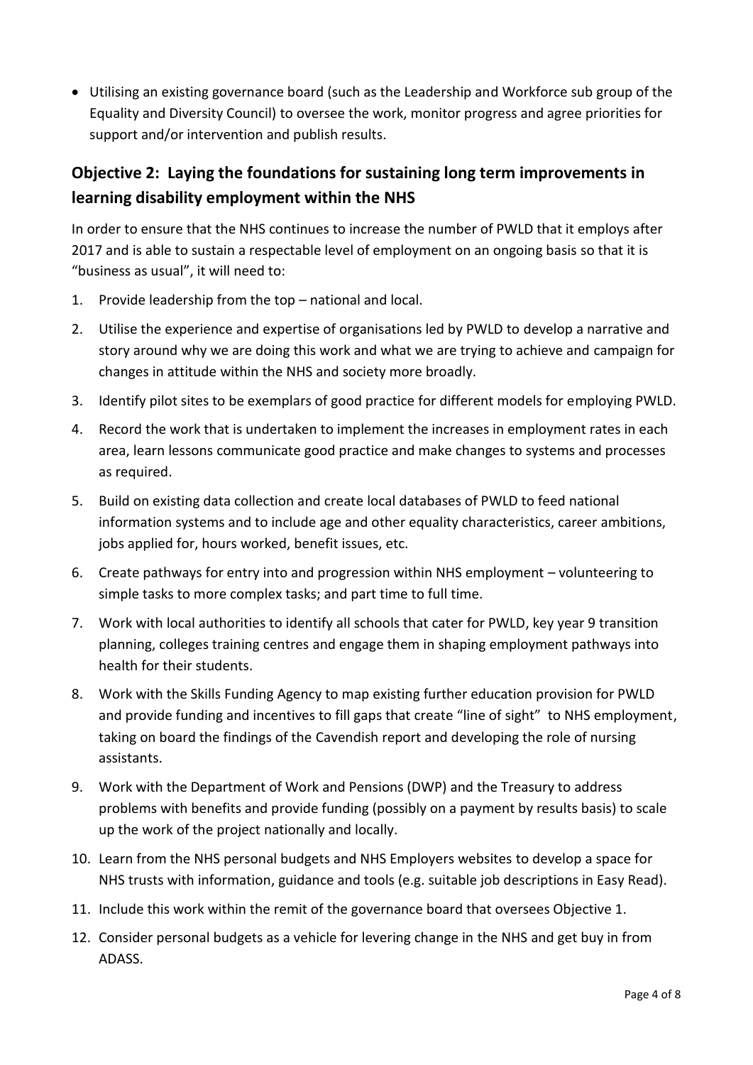- Utilising an existing governance board (such as the Leadership and Workforce sub group of the Equality and Diversity Council) to oversee the work, monitor progress and agree priorities for support and/or intervention and publish results.

## Objective 2: Laying the foundations for sustaining long term improvements in learning disability employment within the NHS

In order to ensure that the NHS continues to increase the number of PWLD that it employs after 2017 and is able to sustain a respectable level of employment on an ongoing basis so that it is "business as usual", it will need to:

1. Provide leadership from the top – national and local.
2. Utilise the experience and expertise of organisations led by PWLD to develop a narrative and story around why we are doing this work and what we are trying to achieve and campaign for changes in attitude within the NHS and society more broadly.
3. Identify pilot sites to be exemplars of good practice for different models for employing PWLD.
4. Record the work that is undertaken to implement the increases in employment rates in each area, learn lessons communicate good practice and make changes to systems and processes as required.
5. Build on existing data collection and create local databases of PWLD to feed national information systems and to include age and other equality characteristics, career ambitions, jobs applied for, hours worked, benefit issues, etc.
6. Create pathways for entry into and progression within NHS employment – volunteering to simple tasks to more complex tasks; and part time to full time.
7. Work with local authorities to identify all schools that cater for PWLD, key year 9 transition planning, colleges training centres and engage them in shaping employment pathways into health for their students.
8. Work with the Skills Funding Agency to map existing further education provision for PWLD and provide funding and incentives to fill gaps that create "line of sight" to NHS employment, taking on board the findings of the Cavendish report and developing the role of nursing assistants.
9. Work with the Department of Work and Pensions (DWP) and the Treasury to address problems with benefits and provide funding (possibly on a payment by results basis) to scale up the work of the project nationally and locally.
10. Learn from the NHS personal budgets and NHS Employers websites to develop a space for NHS trusts with information, guidance and tools (e.g. suitable job descriptions in Easy Read).
11. Include this work within the remit of the governance board that oversees Objective 1.
12. Consider personal budgets as a vehicle for levering change in the NHS and get buy in from ADASS.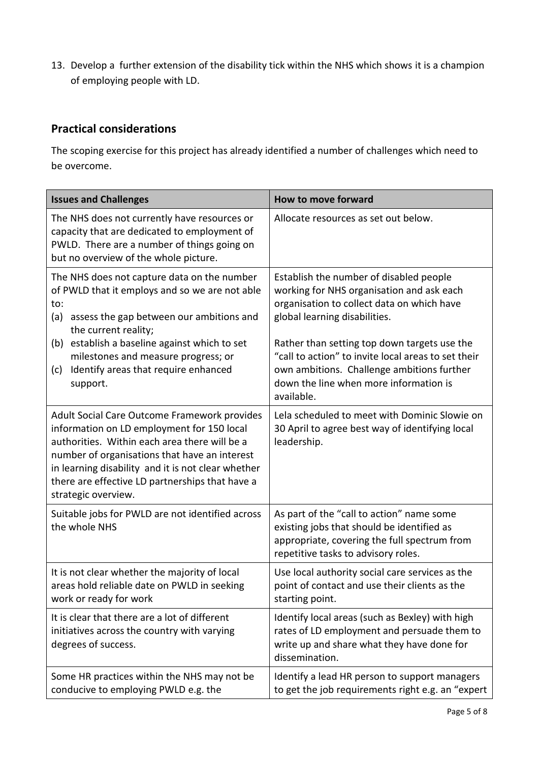13. Develop a further extension of the disability tick within the NHS which shows it is a champion of employing people with LD.

## Practical considerations

The scoping exercise for this project has already identified a number of challenges which need to be overcome.

| Issues and Challenges | How to move forward |
| --- | --- |
| The NHS does not currently have resources or capacity that are dedicated to employment of PWLD. There are a number of things going on but no overview of the whole picture. | Allocate resources as set out below. |
| The NHS does not capture data on the number of PWLD that it employs and so we are not able to:<br>(a) assess the gap between our ambitions and the current reality;<br>(b) establish a baseline against which to set milestones and measure progress; or<br>(c) Identify areas that require enhanced support. | Establish the number of disabled people working for NHS organisation and ask each organisation to collect data on which have global learning disabilities.<br><br>Rather than setting top down targets use the "call to action" to invite local areas to set their own ambitions. Challenge ambitions further down the line when more information is available. |
| Adult Social Care Outcome Framework provides information on LD employment for 150 local authorities. Within each area there will be a number of organisations that have an interest in learning disability and it is not clear whether there are effective LD partnerships that have a strategic overview. | Lela scheduled to meet with Dominic Slowie on 30 April to agree best way of identifying local leadership. |
| Suitable jobs for PWLD are not identified across the whole NHS | As part of the "call to action" name some existing jobs that should be identified as appropriate, covering the full spectrum from repetitive tasks to advisory roles. |
| It is not clear whether the majority of local areas hold reliable date on PWLD in seeking work or ready for work | Use local authority social care services as the point of contact and use their clients as the starting point. |
| It is clear that there are a lot of different initiatives across the country with varying degrees of success. | Identify local areas (such as Bexley) with high rates of LD employment and persuade them to write up and share what they have done for dissemination. |
| Some HR practices within the NHS may not be conducive to employing PWLD e.g. the | Identify a lead HR person to support managers to get the job requirements right e.g. an "expert |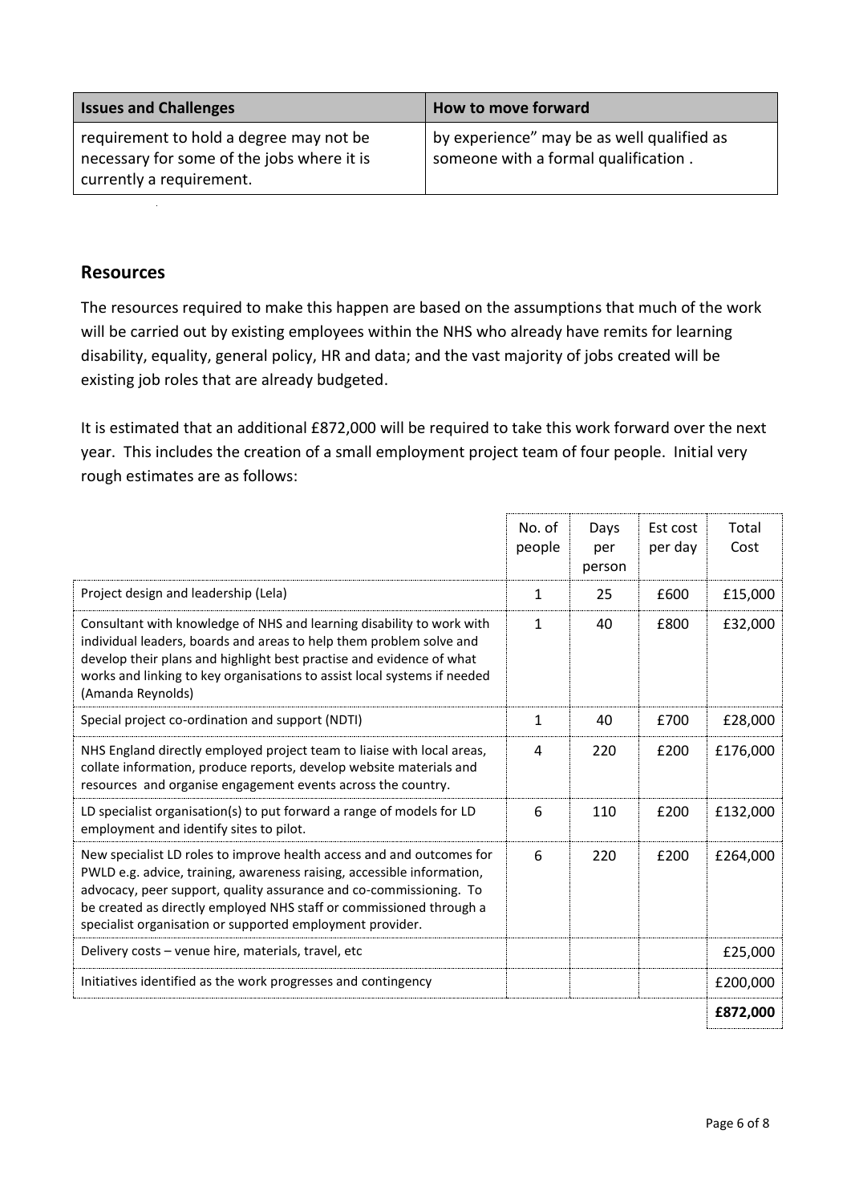| Issues and Challenges | How to move forward |
|---|---|
| requirement to hold a degree may not be necessary for some of the jobs where it is currently a requirement. | by experience" may be as well qualified as someone with a formal qualification . |

## Resources

The resources required to make this happen are based on the assumptions that much of the work will be carried out by existing employees within the NHS who already have remits for learning disability, equality, general policy, HR and data; and the vast majority of jobs created will be existing job roles that are already budgeted.

It is estimated that an additional £872,000 will be required to take this work forward over the next year. This includes the creation of a small employment project team of four people. Initial very rough estimates are as follows:

| | No. of people | Days per person | Est cost per day | Total Cost |
|---|---|---|---|---|
| Project design and leadership (Lela) | 1 | 25 | £600 | £15,000 |
| Consultant with knowledge of NHS and learning disability to work with individual leaders, boards and areas to help them problem solve and develop their plans and highlight best practise and evidence of what works and linking to key organisations to assist local systems if needed (Amanda Reynolds) | 1 | 40 | £800 | £32,000 |
| Special project co-ordination and support (NDTI) | 1 | 40 | £700 | £28,000 |
| NHS England directly employed project team to liaise with local areas, collate information, produce reports, develop website materials and resources and organise engagement events across the country. | 4 | 220 | £200 | £176,000 |
| LD specialist organisation(s) to put forward a range of models for LD employment and identify sites to pilot. | 6 | 110 | £200 | £132,000 |
| New specialist LD roles to improve health access and and outcomes for PWLD e.g. advice, training, awareness raising, accessible information, advocacy, peer support, quality assurance and co-commissioning. To be created as directly employed NHS staff or commissioned through a specialist organisation or supported employment provider. | 6 | 220 | £200 | £264,000 |
| Delivery costs – venue hire, materials, travel, etc | | | | £25,000 |
| Initiatives identified as the work progresses and contingency | | | | £200,000 |
| | | | | **£872,000** |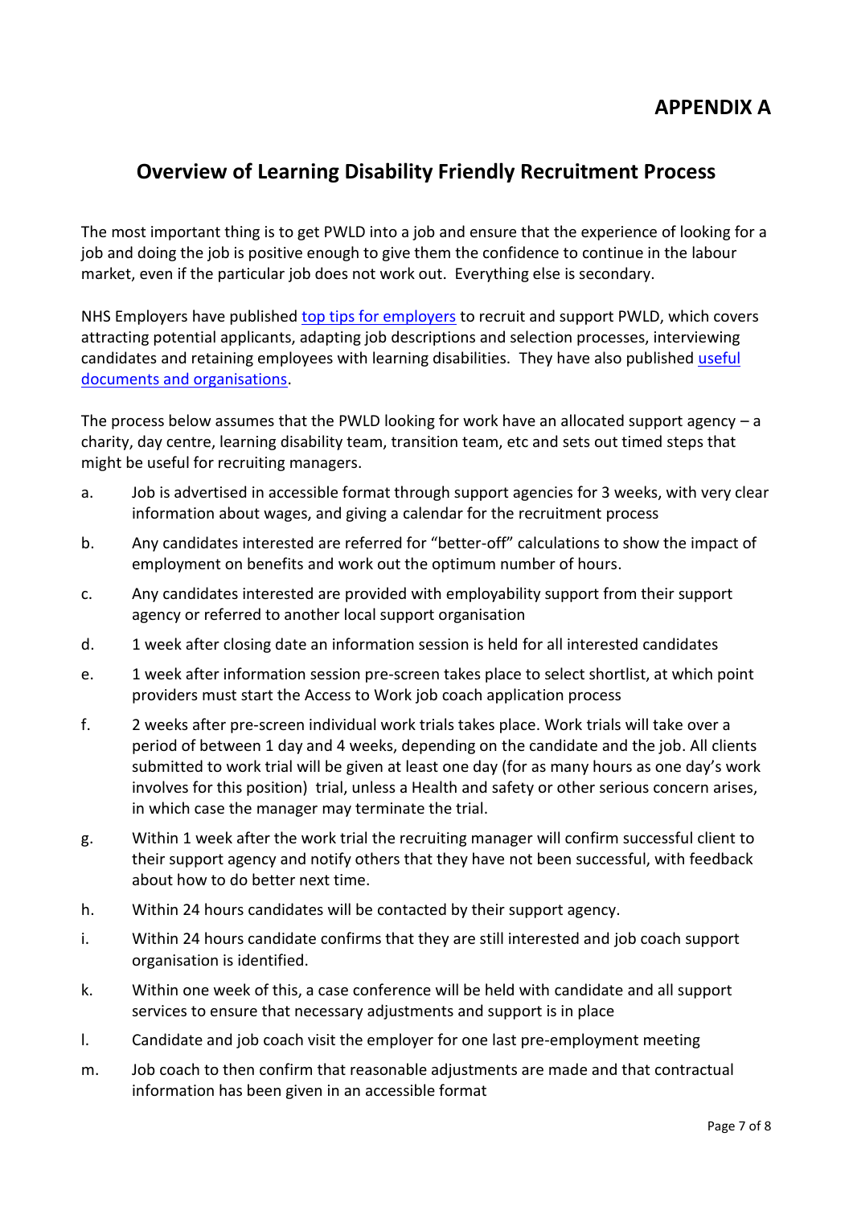## APPENDIX A

# Overview of Learning Disability Friendly Recruitment Process

The most important thing is to get PWLD into a job and ensure that the experience of looking for a job and doing the job is positive enough to give them the confidence to continue in the labour market, even if the particular job does not work out. Everything else is secondary.

NHS Employers have published top tips for employers to recruit and support PWLD, which covers attracting potential applicants, adapting job descriptions and selection processes, interviewing candidates and retaining employees with learning disabilities. They have also published useful documents and organisations.

The process below assumes that the PWLD looking for work have an allocated support agency – a charity, day centre, learning disability team, transition team, etc and sets out timed steps that might be useful for recruiting managers.

a. Job is advertised in accessible format through support agencies for 3 weeks, with very clear information about wages, and giving a calendar for the recruitment process

b. Any candidates interested are referred for "better-off" calculations to show the impact of employment on benefits and work out the optimum number of hours.

c. Any candidates interested are provided with employability support from their support agency or referred to another local support organisation

d. 1 week after closing date an information session is held for all interested candidates

e. 1 week after information session pre-screen takes place to select shortlist, at which point providers must start the Access to Work job coach application process

f. 2 weeks after pre-screen individual work trials takes place. Work trials will take over a period of between 1 day and 4 weeks, depending on the candidate and the job. All clients submitted to work trial will be given at least one day (for as many hours as one day's work involves for this position) trial, unless a Health and safety or other serious concern arises, in which case the manager may terminate the trial.

g. Within 1 week after the work trial the recruiting manager will confirm successful client to their support agency and notify others that they have not been successful, with feedback about how to do better next time.

h. Within 24 hours candidates will be contacted by their support agency.

i. Within 24 hours candidate confirms that they are still interested and job coach support organisation is identified.

k. Within one week of this, a case conference will be held with candidate and all support services to ensure that necessary adjustments and support is in place

l. Candidate and job coach visit the employer for one last pre-employment meeting

m. Job coach to then confirm that reasonable adjustments are made and that contractual information has been given in an accessible format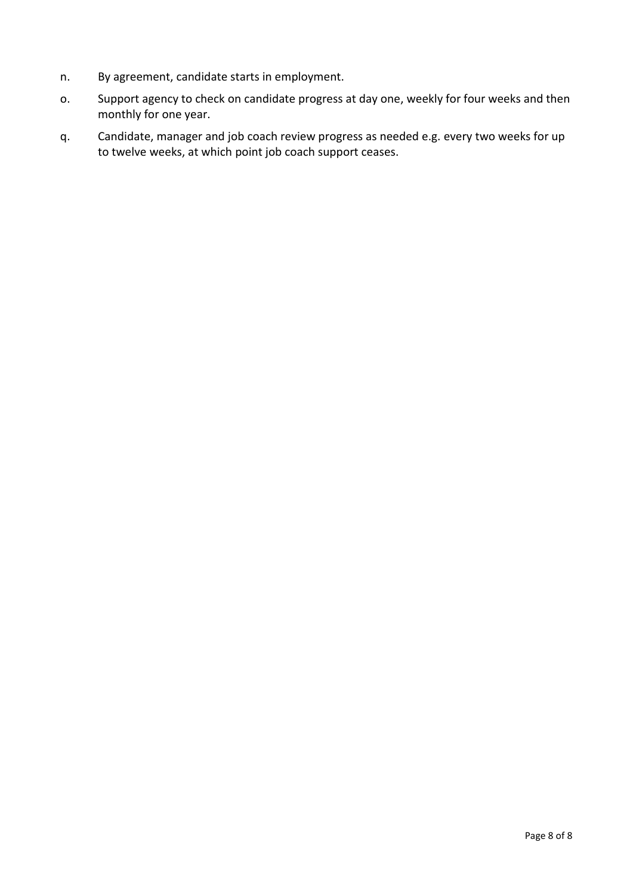n. By agreement, candidate starts in employment.

o. Support agency to check on candidate progress at day one, weekly for four weeks and then monthly for one year.

q. Candidate, manager and job coach review progress as needed e.g. every two weeks for up to twelve weeks, at which point job coach support ceases.